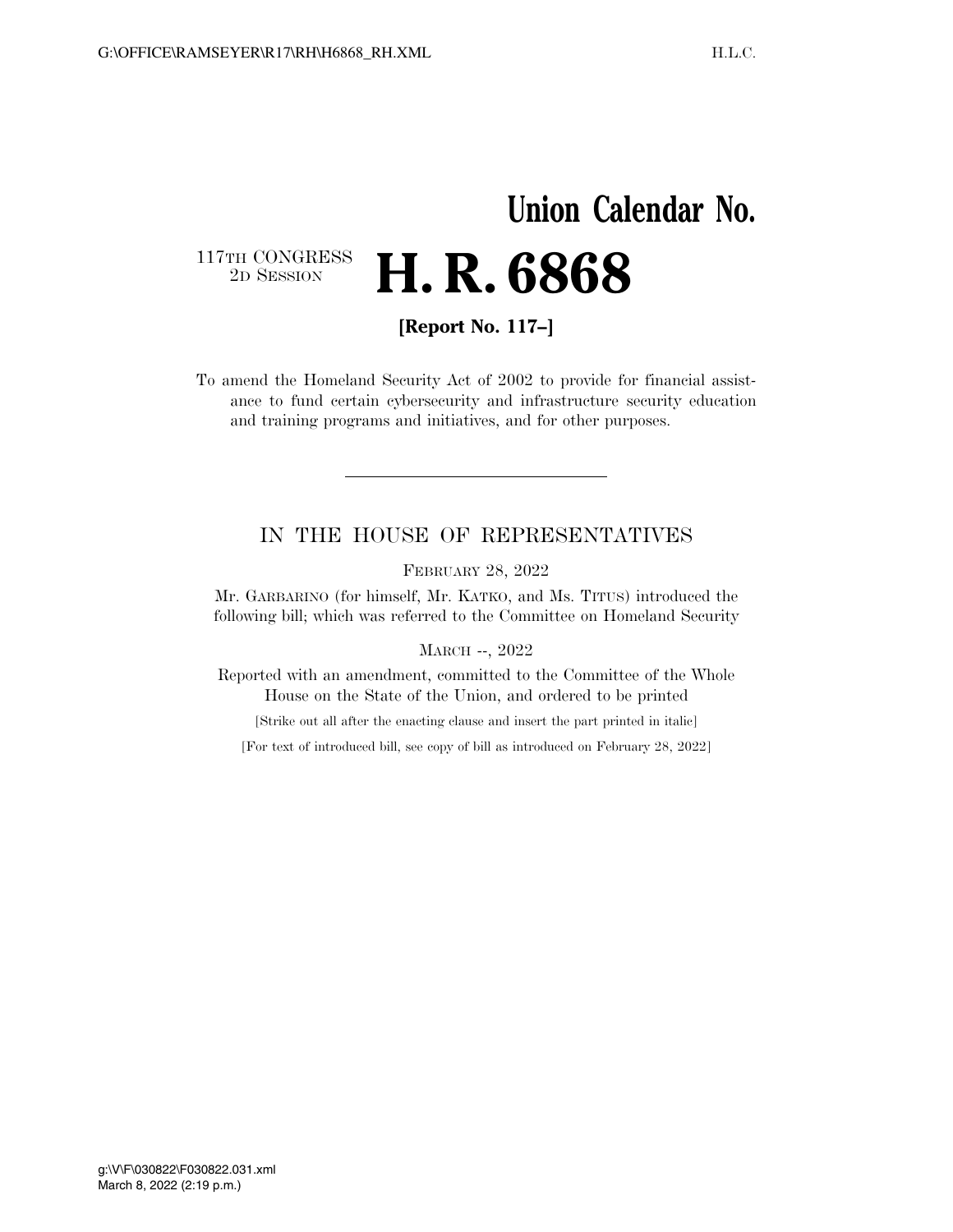# Union Calendar No.

117TH CONGRESS
2D SESSION

# H. R. 6868

**[Report No. 117–]**

To amend the Homeland Security Act of 2002 to provide for financial assistance to fund certain cybersecurity and infrastructure security education and training programs and initiatives, and for other purposes.

---

## IN THE HOUSE OF REPRESENTATIVES

FEBRUARY 28, 2022

Mr. GARBARINO (for himself, Mr. KATKO, and Ms. TITUS) introduced the following bill; which was referred to the Committee on Homeland Security

MARCH --, 2022

Reported with an amendment, committed to the Committee of the Whole House on the State of the Union, and ordered to be printed

[Strike out all after the enacting clause and insert the part printed in italic]

[For text of introduced bill, see copy of bill as introduced on February 28, 2022]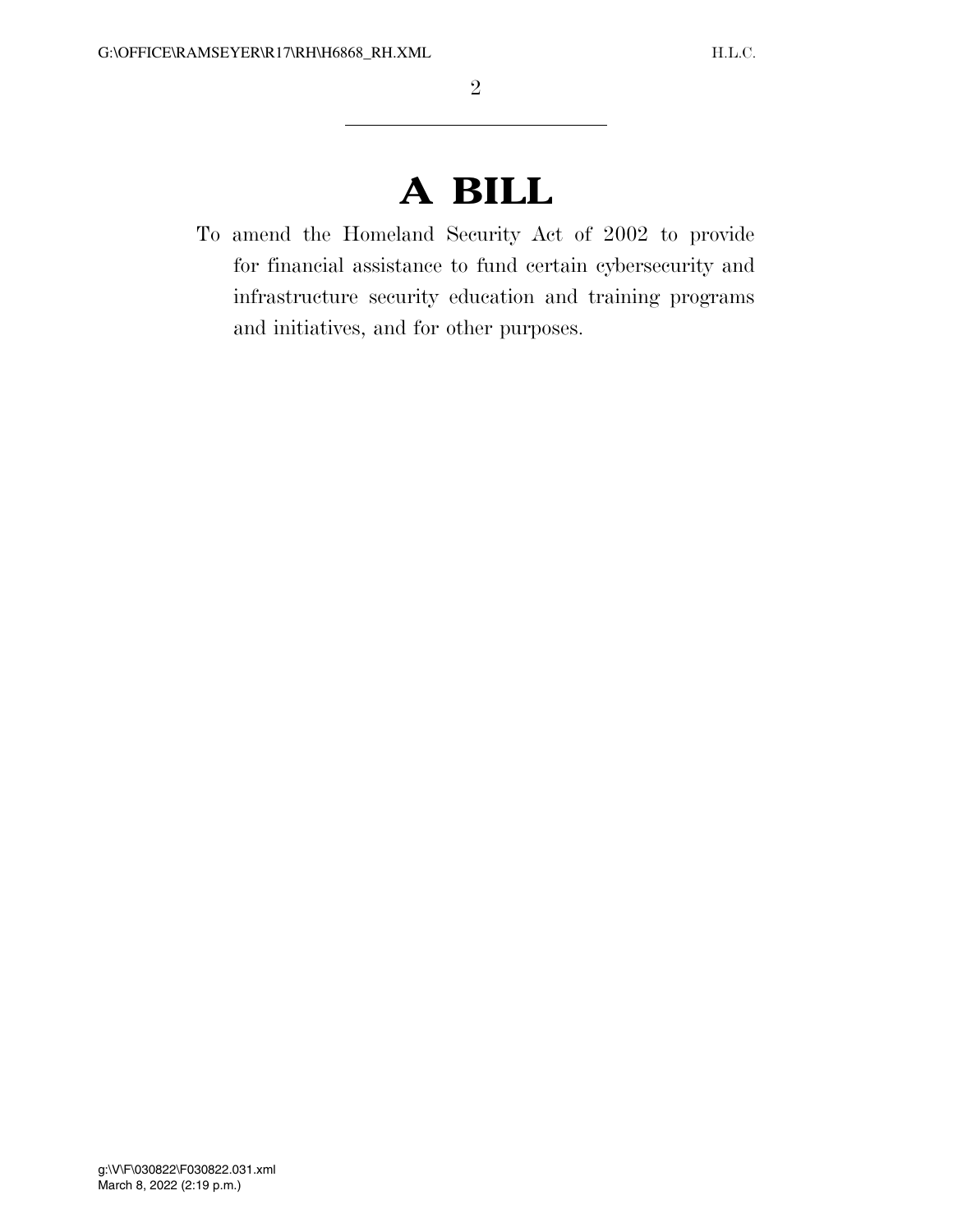# A BILL

To amend the Homeland Security Act of 2002 to provide for financial assistance to fund certain cybersecurity and infrastructure security education and training programs and initiatives, and for other purposes.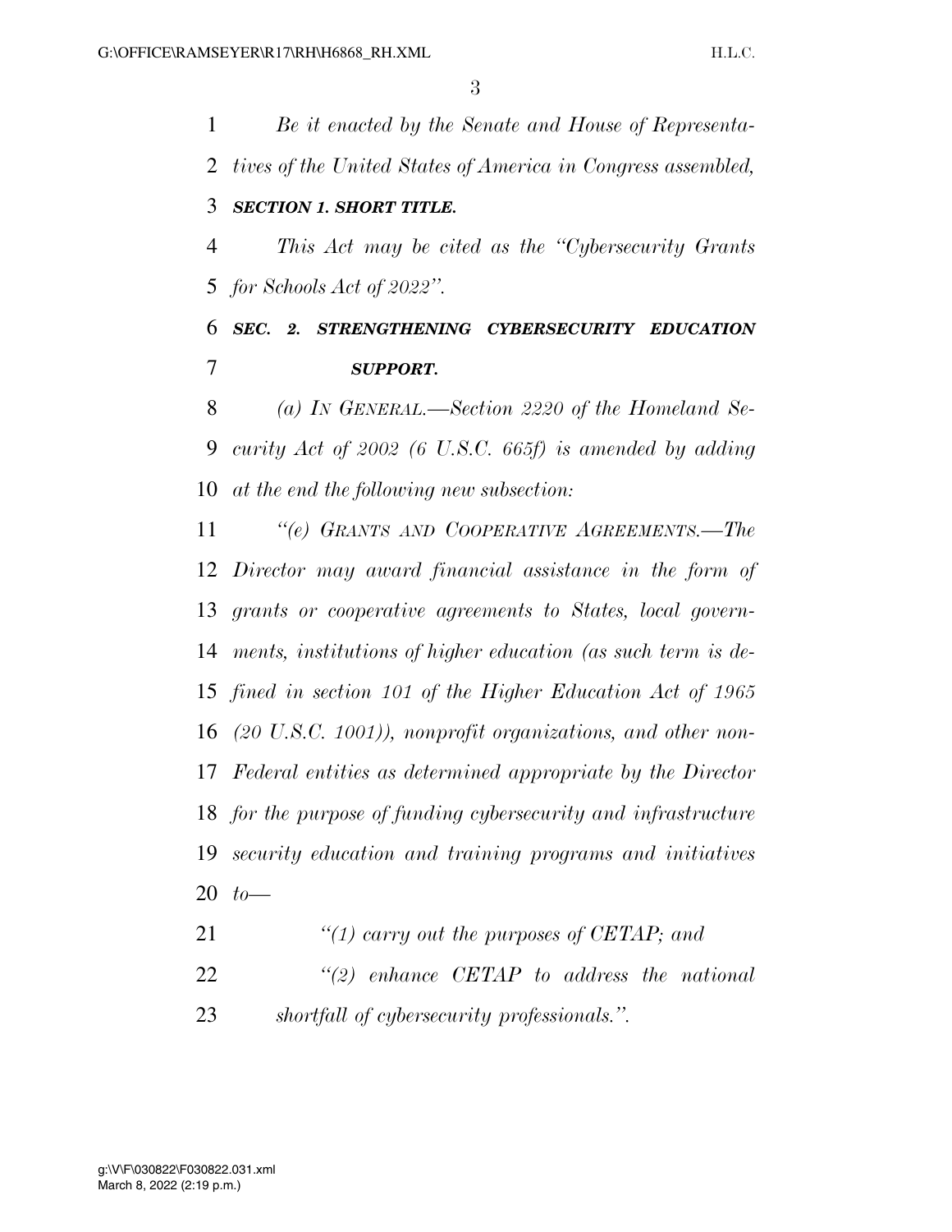*Be it enacted by the Senate and House of Representatives of the United States of America in Congress assembled,*

***SECTION 1. SHORT TITLE.***

*This Act may be cited as the "Cybersecurity Grants for Schools Act of 2022".*

***SEC. 2. STRENGTHENING CYBERSECURITY EDUCATION SUPPORT.***

*(a) IN GENERAL.—Section 2220 of the Homeland Security Act of 2002 (6 U.S.C. 665f) is amended by adding at the end the following new subsection:*

*"(e) GRANTS AND COOPERATIVE AGREEMENTS.—The Director may award financial assistance in the form of grants or cooperative agreements to States, local governments, institutions of higher education (as such term is defined in section 101 of the Higher Education Act of 1965 (20 U.S.C. 1001)), nonprofit organizations, and other non-Federal entities as determined appropriate by the Director for the purpose of funding cybersecurity and infrastructure security education and training programs and initiatives to—*

*"(1) carry out the purposes of CETAP; and*

*"(2) enhance CETAP to address the national shortfall of cybersecurity professionals.".*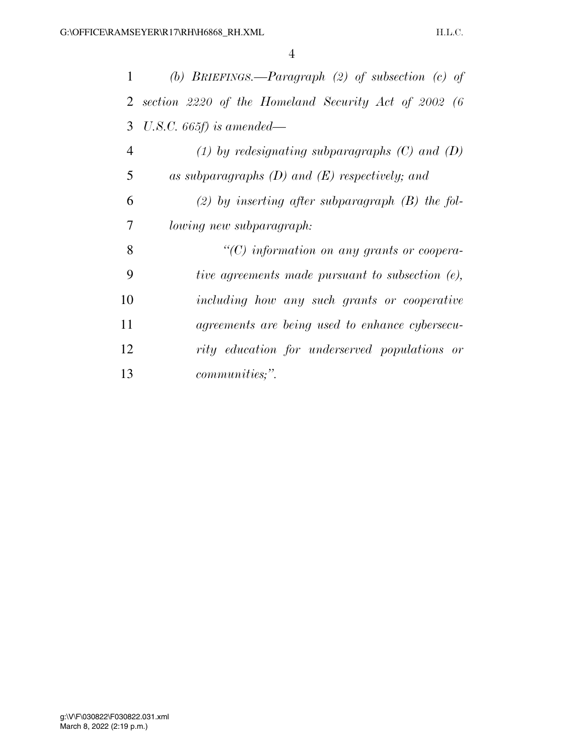*(b) BRIEFINGS.—Paragraph (2) of subsection (c) of section 2220 of the Homeland Security Act of 2002 (6 U.S.C. 665f) is amended—*

*(1) by redesignating subparagraphs (C) and (D) as subparagraphs (D) and (E) respectively; and*

*(2) by inserting after subparagraph (B) the following new subparagraph:*

*"(C) information on any grants or cooperative agreements made pursuant to subsection (e), including how any such grants or cooperative agreements are being used to enhance cybersecurity education for underserved populations or communities;".*